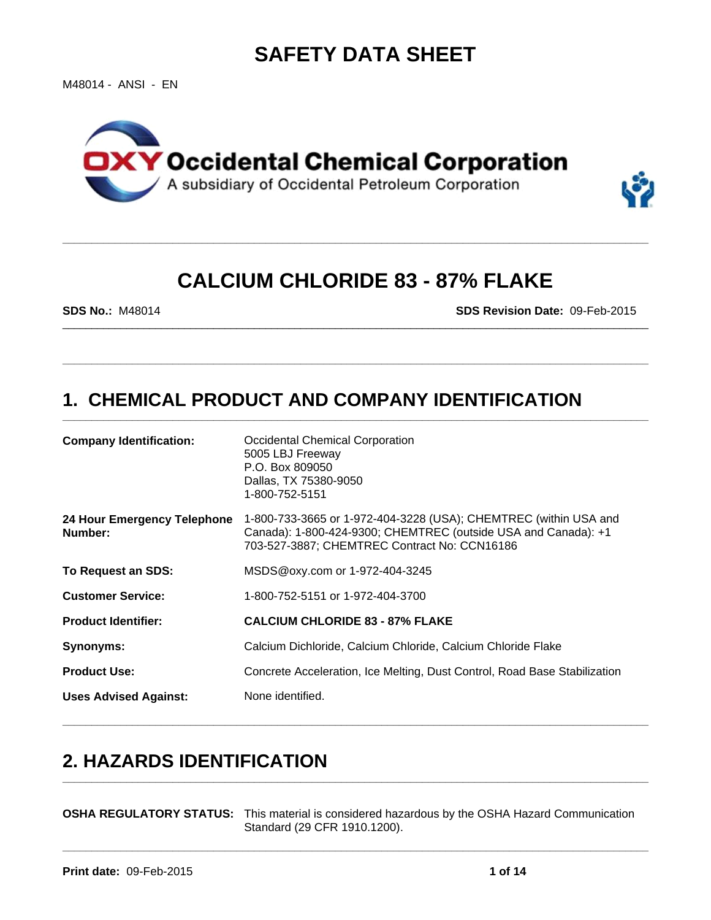# SAFETY DATA SHEET

M48014 - ANSI - EN

**OXY Occidental Chemical Corporation**
A subsidiary of Occidental Petroleum Corporation

## CALCIUM CHLORIDE 83 - 87% FLAKE

**SDS No.:** M48014 **SDS Revision Date:** 09-Feb-2015

## 1. CHEMICAL PRODUCT AND COMPANY IDENTIFICATION

| | |
|---|---|
| **Company Identification:** | Occidental Chemical Corporation<br>5005 LBJ Freeway<br>P.O. Box 809050<br>Dallas, TX 75380-9050<br>1-800-752-5151 |
| **24 Hour Emergency Telephone Number:** | 1-800-733-3665 or 1-972-404-3228 (USA); CHEMTREC (within USA and Canada): 1-800-424-9300; CHEMTREC (outside USA and Canada): +1 703-527-3887; CHEMTREC Contract No: CCN16186 |
| **To Request an SDS:** | MSDS@oxy.com or 1-972-404-3245 |
| **Customer Service:** | 1-800-752-5151 or 1-972-404-3700 |
| **Product Identifier:** | **CALCIUM CHLORIDE 83 - 87% FLAKE** |
| **Synonyms:** | Calcium Dichloride, Calcium Chloride, Calcium Chloride Flake |
| **Product Use:** | Concrete Acceleration, Ice Melting, Dust Control, Road Base Stabilization |
| **Uses Advised Against:** | None identified. |

## 2. HAZARDS IDENTIFICATION

**OSHA REGULATORY STATUS:** This material is considered hazardous by the OSHA Hazard Communication Standard (29 CFR 1910.1200).

**Print date:** 09-Feb-2015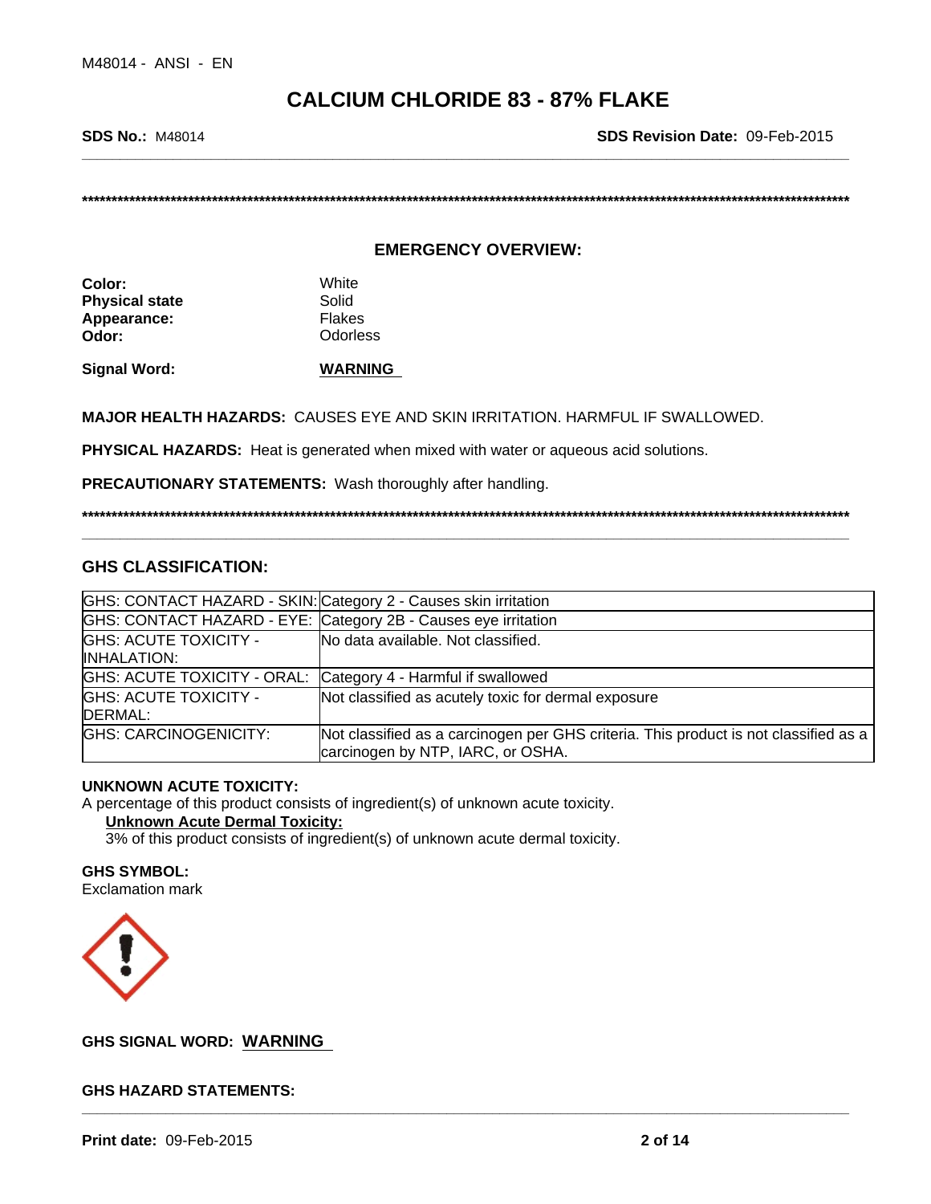# CALCIUM CHLORIDE 83 - 87% FLAKE

**SDS No.:** M48014 **SDS Revision Date:** 09-Feb-2015

**********************************************************************************************************************************

## EMERGENCY OVERVIEW:

**Color:** White
**Physical state** Solid
**Appearance:** Flakes
**Odor:** Odorless

**Signal Word:** **WARNING**

**MAJOR HEALTH HAZARDS:** CAUSES EYE AND SKIN IRRITATION. HARMFUL IF SWALLOWED.

**PHYSICAL HAZARDS:** Heat is generated when mixed with water or aqueous acid solutions.

**PRECAUTIONARY STATEMENTS:** Wash thoroughly after handling.

**********************************************************************************************************************************

## GHS CLASSIFICATION:

| | |
|---|---|
| GHS: CONTACT HAZARD - SKIN: | Category 2 - Causes skin irritation |
| GHS: CONTACT HAZARD - EYE: | Category 2B - Causes eye irritation |
| GHS: ACUTE TOXICITY - INHALATION: | No data available. Not classified. |
| GHS: ACUTE TOXICITY - ORAL: | Category 4 - Harmful if swallowed |
| GHS: ACUTE TOXICITY - DERMAL: | Not classified as acutely toxic for dermal exposure |
| GHS: CARCINOGENICITY: | Not classified as a carcinogen per GHS criteria. This product is not classified as a carcinogen by NTP, IARC, or OSHA. |

**UNKNOWN ACUTE TOXICITY:**
A percentage of this product consists of ingredient(s) of unknown acute toxicity.

**Unknown Acute Dermal Toxicity:**
3% of this product consists of ingredient(s) of unknown acute dermal toxicity.

**GHS SYMBOL:**
Exclamation mark

**GHS SIGNAL WORD:** **WARNING**

**GHS HAZARD STATEMENTS:**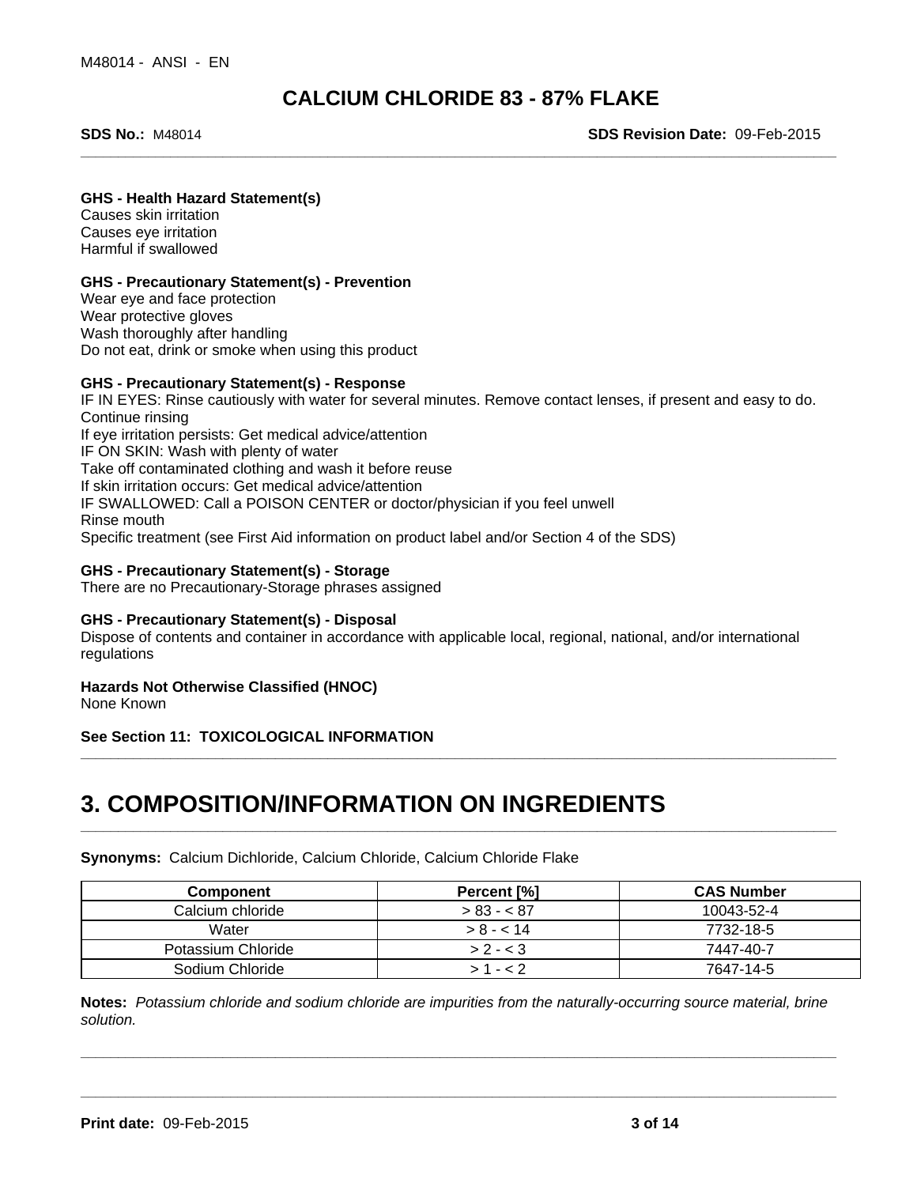# CALCIUM CHLORIDE 83 - 87% FLAKE

**SDS No.:** M48014 **SDS Revision Date:** 09-Feb-2015

**GHS - Health Hazard Statement(s)**
Causes skin irritation
Causes eye irritation
Harmful if swallowed

**GHS - Precautionary Statement(s) - Prevention**
Wear eye and face protection
Wear protective gloves
Wash thoroughly after handling
Do not eat, drink or smoke when using this product

**GHS - Precautionary Statement(s) - Response**
IF IN EYES: Rinse cautiously with water for several minutes. Remove contact lenses, if present and easy to do. Continue rinsing
If eye irritation persists: Get medical advice/attention
IF ON SKIN: Wash with plenty of water
Take off contaminated clothing and wash it before reuse
If skin irritation occurs: Get medical advice/attention
IF SWALLOWED: Call a POISON CENTER or doctor/physician if you feel unwell
Rinse mouth
Specific treatment (see First Aid information on product label and/or Section 4 of the SDS)

**GHS - Precautionary Statement(s) - Storage**
There are no Precautionary-Storage phrases assigned

**GHS - Precautionary Statement(s) - Disposal**
Dispose of contents and container in accordance with applicable local, regional, national, and/or international regulations

**Hazards Not Otherwise Classified (HNOC)**
None Known

**See Section 11: TOXICOLOGICAL INFORMATION**

# 3. COMPOSITION/INFORMATION ON INGREDIENTS

**Synonyms:** Calcium Dichloride, Calcium Chloride, Calcium Chloride Flake

| Component | Percent [%] | CAS Number |
|---|---|---|
| Calcium chloride | > 83 - < 87 | 10043-52-4 |
| Water | > 8 - < 14 | 7732-18-5 |
| Potassium Chloride | > 2 - < 3 | 7447-40-7 |
| Sodium Chloride | > 1 - < 2 | 7647-14-5 |

**Notes:** *Potassium chloride and sodium chloride are impurities from the naturally-occurring source material, brine solution.*

**Print date:** 09-Feb-2015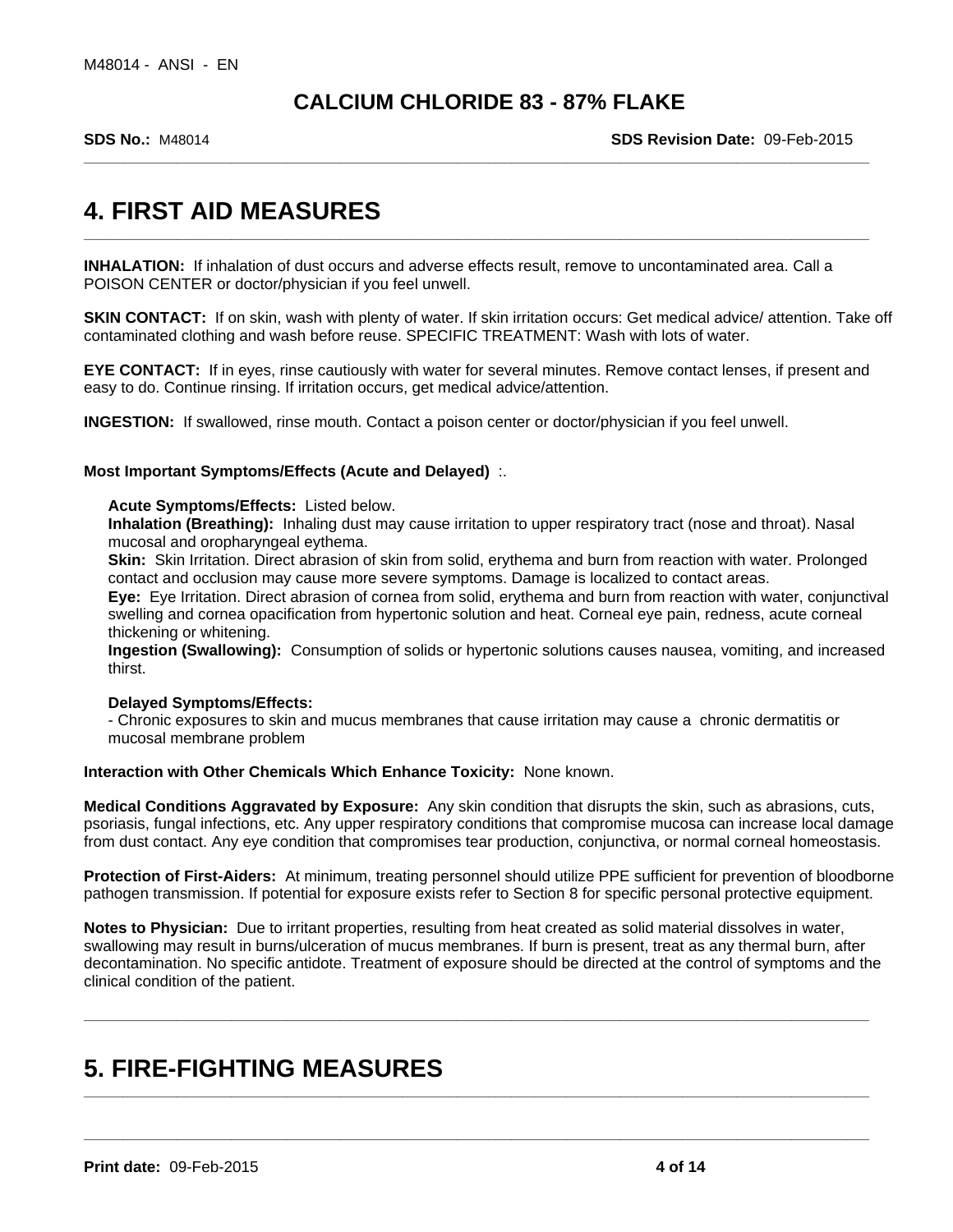# CALCIUM CHLORIDE 83 - 87% FLAKE

**SDS No.:** M48014 **SDS Revision Date:** 09-Feb-2015

## 4. FIRST AID MEASURES

**INHALATION:** If inhalation of dust occurs and adverse effects result, remove to uncontaminated area. Call a POISON CENTER or doctor/physician if you feel unwell.

**SKIN CONTACT:** If on skin, wash with plenty of water. If skin irritation occurs: Get medical advice/ attention. Take off contaminated clothing and wash before reuse. SPECIFIC TREATMENT: Wash with lots of water.

**EYE CONTACT:** If in eyes, rinse cautiously with water for several minutes. Remove contact lenses, if present and easy to do. Continue rinsing. If irritation occurs, get medical advice/attention.

**INGESTION:** If swallowed, rinse mouth. Contact a poison center or doctor/physician if you feel unwell.

**Most Important Symptoms/Effects (Acute and Delayed)** :.

**Acute Symptoms/Effects:** Listed below.
**Inhalation (Breathing):** Inhaling dust may cause irritation to upper respiratory tract (nose and throat). Nasal mucosal and oropharyngeal eythema.
**Skin:** Skin Irritation. Direct abrasion of skin from solid, erythema and burn from reaction with water. Prolonged contact and occlusion may cause more severe symptoms. Damage is localized to contact areas.
**Eye:** Eye Irritation. Direct abrasion of cornea from solid, erythema and burn from reaction with water, conjunctival swelling and cornea opacification from hypertonic solution and heat. Corneal eye pain, redness, acute corneal thickening or whitening.
**Ingestion (Swallowing):** Consumption of solids or hypertonic solutions causes nausea, vomiting, and increased thirst.

**Delayed Symptoms/Effects:**
- Chronic exposures to skin and mucus membranes that cause irritation may cause a chronic dermatitis or mucosal membrane problem

**Interaction with Other Chemicals Which Enhance Toxicity:** None known.

**Medical Conditions Aggravated by Exposure:** Any skin condition that disrupts the skin, such as abrasions, cuts, psoriasis, fungal infections, etc. Any upper respiratory conditions that compromise mucosa can increase local damage from dust contact. Any eye condition that compromises tear production, conjunctiva, or normal corneal homeostasis.

**Protection of First-Aiders:** At minimum, treating personnel should utilize PPE sufficient for prevention of bloodborne pathogen transmission. If potential for exposure exists refer to Section 8 for specific personal protective equipment.

**Notes to Physician:** Due to irritant properties, resulting from heat created as solid material dissolves in water, swallowing may result in burns/ulceration of mucus membranes. If burn is present, treat as any thermal burn, after decontamination. No specific antidote. Treatment of exposure should be directed at the control of symptoms and the clinical condition of the patient.

## 5. FIRE-FIGHTING MEASURES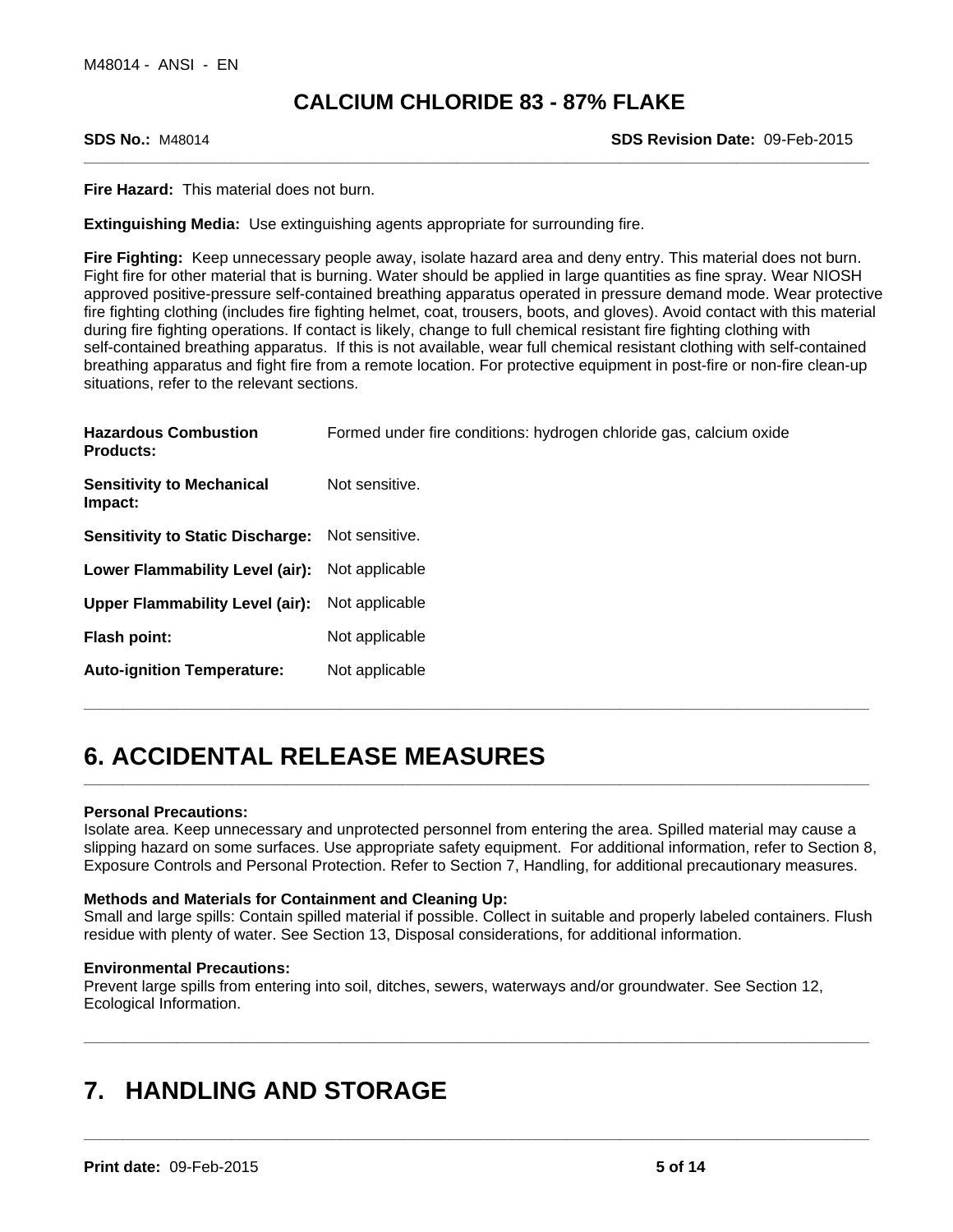**Fire Hazard:** This material does not burn.

**Extinguishing Media:** Use extinguishing agents appropriate for surrounding fire.

**Fire Fighting:** Keep unnecessary people away, isolate hazard area and deny entry. This material does not burn. Fight fire for other material that is burning. Water should be applied in large quantities as fine spray. Wear NIOSH approved positive-pressure self-contained breathing apparatus operated in pressure demand mode. Wear protective fire fighting clothing (includes fire fighting helmet, coat, trousers, boots, and gloves). Avoid contact with this material during fire fighting operations. If contact is likely, change to full chemical resistant fire fighting clothing with self-contained breathing apparatus. If this is not available, wear full chemical resistant clothing with self-contained breathing apparatus and fight fire from a remote location. For protective equipment in post-fire or non-fire clean-up situations, refer to the relevant sections.

| | |
|---|---|
| **Hazardous Combustion Products:** | Formed under fire conditions: hydrogen chloride gas, calcium oxide |
| **Sensitivity to Mechanical Impact:** | Not sensitive. |
| **Sensitivity to Static Discharge:** | Not sensitive. |
| **Lower Flammability Level (air):** | Not applicable |
| **Upper Flammability Level (air):** | Not applicable |
| **Flash point:** | Not applicable |
| **Auto-ignition Temperature:** | Not applicable |

# 6. ACCIDENTAL RELEASE MEASURES

**Personal Precautions:**
Isolate area. Keep unnecessary and unprotected personnel from entering the area. Spilled material may cause a slipping hazard on some surfaces. Use appropriate safety equipment. For additional information, refer to Section 8, Exposure Controls and Personal Protection. Refer to Section 7, Handling, for additional precautionary measures.

**Methods and Materials for Containment and Cleaning Up:**
Small and large spills: Contain spilled material if possible. Collect in suitable and properly labeled containers. Flush residue with plenty of water. See Section 13, Disposal considerations, for additional information.

**Environmental Precautions:**
Prevent large spills from entering into soil, ditches, sewers, waterways and/or groundwater. See Section 12, Ecological Information.

# 7. HANDLING AND STORAGE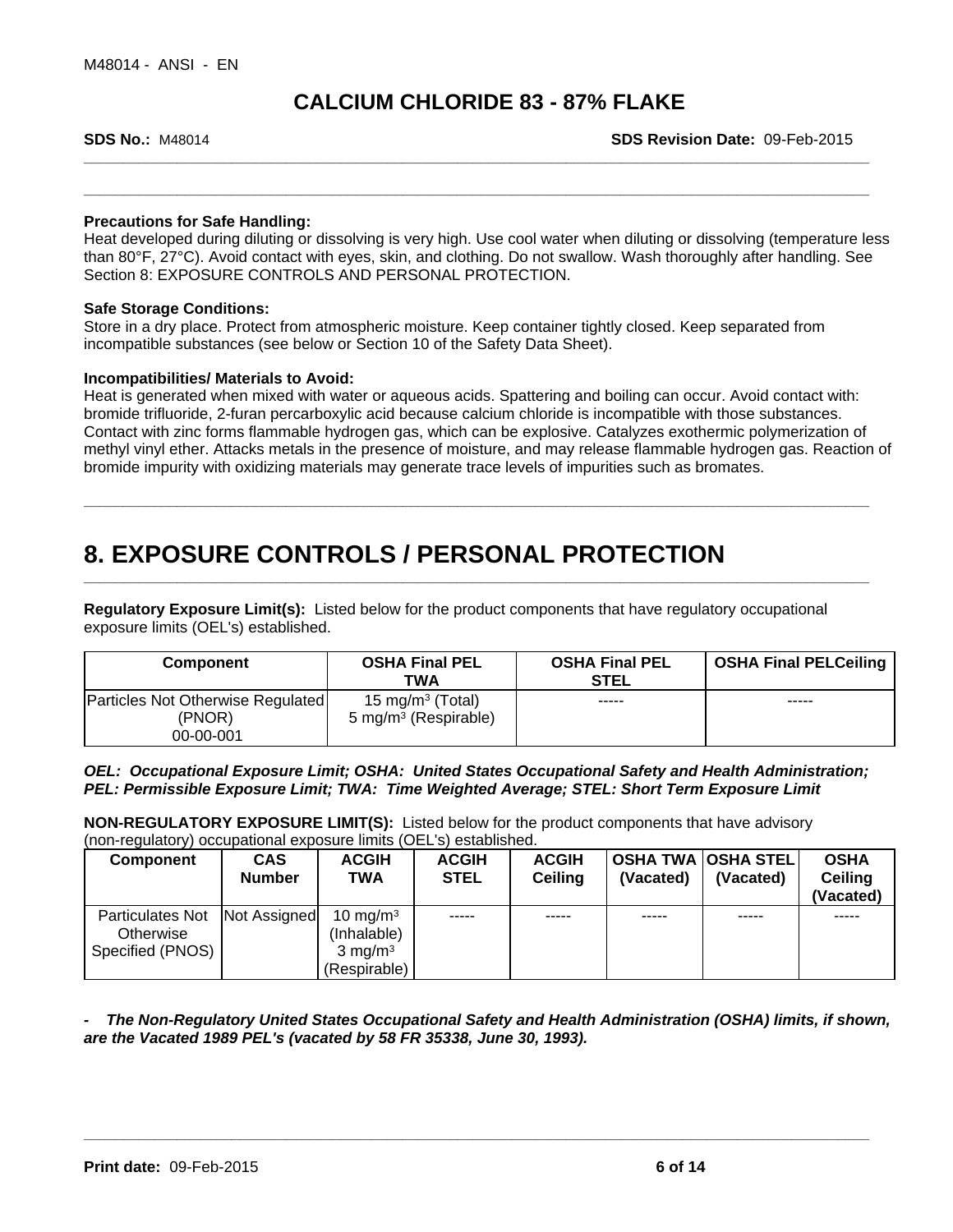**Precautions for Safe Handling:**
Heat developed during diluting or dissolving is very high. Use cool water when diluting or dissolving (temperature less than 80°F, 27°C). Avoid contact with eyes, skin, and clothing. Do not swallow. Wash thoroughly after handling. See Section 8: EXPOSURE CONTROLS AND PERSONAL PROTECTION.

**Safe Storage Conditions:**
Store in a dry place. Protect from atmospheric moisture. Keep container tightly closed. Keep separated from incompatible substances (see below or Section 10 of the Safety Data Sheet).

**Incompatibilities/ Materials to Avoid:**
Heat is generated when mixed with water or aqueous acids. Spattering and boiling can occur. Avoid contact with: bromide trifluoride, 2-furan percarboxylic acid because calcium chloride is incompatible with those substances. Contact with zinc forms flammable hydrogen gas, which can be explosive. Catalyzes exothermic polymerization of methyl vinyl ether. Attacks metals in the presence of moisture, and may release flammable hydrogen gas. Reaction of bromide impurity with oxidizing materials may generate trace levels of impurities such as bromates.

# 8. EXPOSURE CONTROLS / PERSONAL PROTECTION

**Regulatory Exposure Limit(s):** Listed below for the product components that have regulatory occupational exposure limits (OEL's) established.

| Component | OSHA Final PEL TWA | OSHA Final PEL STEL | OSHA Final PELCeiling |
|---|---|---|---|
| Particles Not Otherwise Regulated (PNOR) 00-00-001 | 15 mg/m³ (Total) 5 mg/m³ (Respirable) | ----- | ----- |

***OEL: Occupational Exposure Limit; OSHA: United States Occupational Safety and Health Administration; PEL: Permissible Exposure Limit; TWA: Time Weighted Average; STEL: Short Term Exposure Limit***

**NON-REGULATORY EXPOSURE LIMIT(S):** Listed below for the product components that have advisory (non-regulatory) occupational exposure limits (OEL's) established.

| Component | CAS Number | ACGIH TWA | ACGIH STEL | ACGIH Ceiling | OSHA TWA (Vacated) | OSHA STEL (Vacated) | OSHA Ceiling (Vacated) |
|---|---|---|---|---|---|---|---|
| Particulates Not Otherwise Specified (PNOS) | Not Assigned | 10 mg/m³ (Inhalable) 3 mg/m³ (Respirable) | ----- | ----- | ----- | ----- | ----- |

***- The Non-Regulatory United States Occupational Safety and Health Administration (OSHA) limits, if shown, are the Vacated 1989 PEL's (vacated by 58 FR 35338, June 30, 1993).***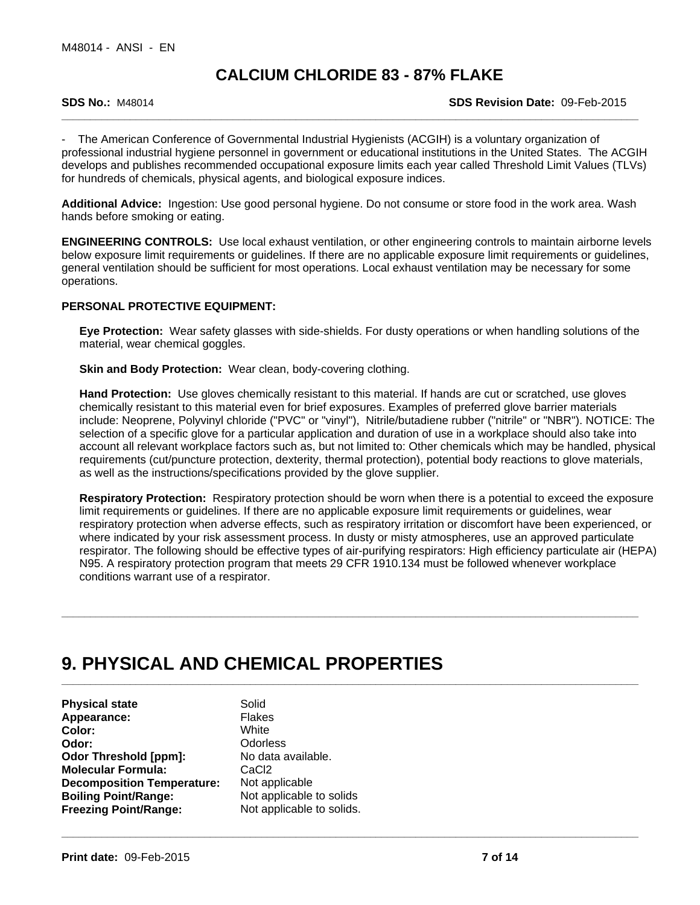- The American Conference of Governmental Industrial Hygienists (ACGIH) is a voluntary organization of professional industrial hygiene personnel in government or educational institutions in the United States. The ACGIH develops and publishes recommended occupational exposure limits each year called Threshold Limit Values (TLVs) for hundreds of chemicals, physical agents, and biological exposure indices.

**Additional Advice:** Ingestion: Use good personal hygiene. Do not consume or store food in the work area. Wash hands before smoking or eating.

**ENGINEERING CONTROLS:** Use local exhaust ventilation, or other engineering controls to maintain airborne levels below exposure limit requirements or guidelines. If there are no applicable exposure limit requirements or guidelines, general ventilation should be sufficient for most operations. Local exhaust ventilation may be necessary for some operations.

**PERSONAL PROTECTIVE EQUIPMENT:**

**Eye Protection:** Wear safety glasses with side-shields. For dusty operations or when handling solutions of the material, wear chemical goggles.

**Skin and Body Protection:** Wear clean, body-covering clothing.

**Hand Protection:** Use gloves chemically resistant to this material. If hands are cut or scratched, use gloves chemically resistant to this material even for brief exposures. Examples of preferred glove barrier materials include: Neoprene, Polyvinyl chloride ("PVC" or "vinyl"), Nitrile/butadiene rubber ("nitrile" or "NBR"). NOTICE: The selection of a specific glove for a particular application and duration of use in a workplace should also take into account all relevant workplace factors such as, but not limited to: Other chemicals which may be handled, physical requirements (cut/puncture protection, dexterity, thermal protection), potential body reactions to glove materials, as well as the instructions/specifications provided by the glove supplier.

**Respiratory Protection:** Respiratory protection should be worn when there is a potential to exceed the exposure limit requirements or guidelines. If there are no applicable exposure limit requirements or guidelines, wear respiratory protection when adverse effects, such as respiratory irritation or discomfort have been experienced, or where indicated by your risk assessment process. In dusty or misty atmospheres, use an approved particulate respirator. The following should be effective types of air-purifying respirators: High efficiency particulate air (HEPA) N95. A respiratory protection program that meets 29 CFR 1910.134 must be followed whenever workplace conditions warrant use of a respirator.

# 9. PHYSICAL AND CHEMICAL PROPERTIES

| | |
|---|---|
| **Physical state** | Solid |
| **Appearance:** | Flakes |
| **Color:** | White |
| **Odor:** | Odorless |
| **Odor Threshold [ppm]:** | No data available. |
| **Molecular Formula:** | $CaCl_2$ |
| **Decomposition Temperature:** | Not applicable |
| **Boiling Point/Range:** | Not applicable to solids |
| **Freezing Point/Range:** | Not applicable to solids. |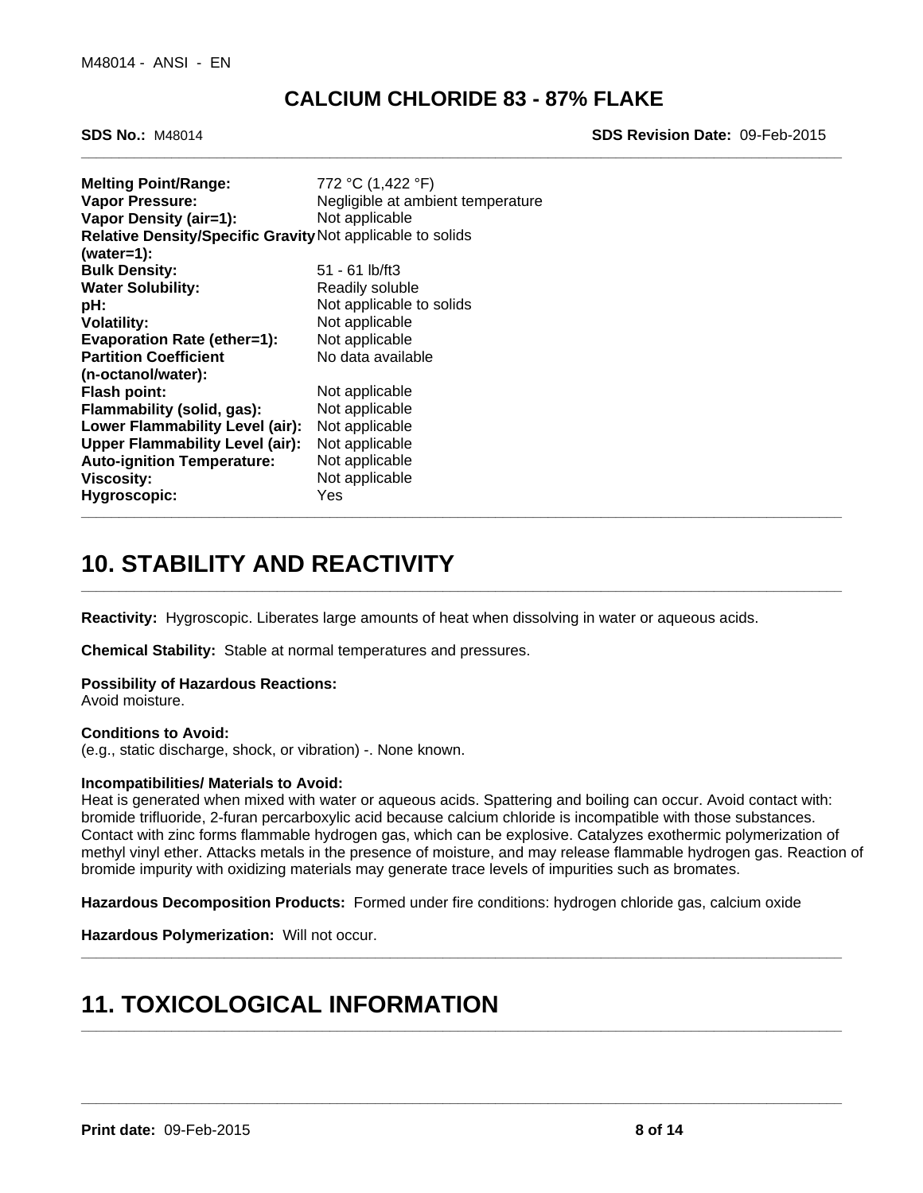| | |
|---|---|
| **Melting Point/Range:** | 772 °C (1,422 °F) |
| **Vapor Pressure:** | Negligible at ambient temperature |
| **Vapor Density (air=1):** | Not applicable |
| **Relative Density/Specific Gravity (water=1):** | Not applicable to solids |
| **Bulk Density:** | 51 - 61 lb/ft3 |
| **Water Solubility:** | Readily soluble |
| **pH:** | Not applicable to solids |
| **Volatility:** | Not applicable |
| **Evaporation Rate (ether=1):** | Not applicable |
| **Partition Coefficient (n-octanol/water):** | No data available |
| **Flash point:** | Not applicable |
| **Flammability (solid, gas):** | Not applicable |
| **Lower Flammability Level (air):** | Not applicable |
| **Upper Flammability Level (air):** | Not applicable |
| **Auto-ignition Temperature:** | Not applicable |
| **Viscosity:** | Not applicable |
| **Hygroscopic:** | Yes |

# 10. STABILITY AND REACTIVITY

**Reactivity:** Hygroscopic. Liberates large amounts of heat when dissolving in water or aqueous acids.

**Chemical Stability:** Stable at normal temperatures and pressures.

**Possibility of Hazardous Reactions:**
Avoid moisture.

**Conditions to Avoid:**
(e.g., static discharge, shock, or vibration) -. None known.

**Incompatibilities/ Materials to Avoid:**
Heat is generated when mixed with water or aqueous acids. Spattering and boiling can occur. Avoid contact with: bromide trifluoride, 2-furan percarboxylic acid because calcium chloride is incompatible with those substances. Contact with zinc forms flammable hydrogen gas, which can be explosive. Catalyzes exothermic polymerization of methyl vinyl ether. Attacks metals in the presence of moisture, and may release flammable hydrogen gas. Reaction of bromide impurity with oxidizing materials may generate trace levels of impurities such as bromates.

**Hazardous Decomposition Products:** Formed under fire conditions: hydrogen chloride gas, calcium oxide

**Hazardous Polymerization:** Will not occur.

# 11. TOXICOLOGICAL INFORMATION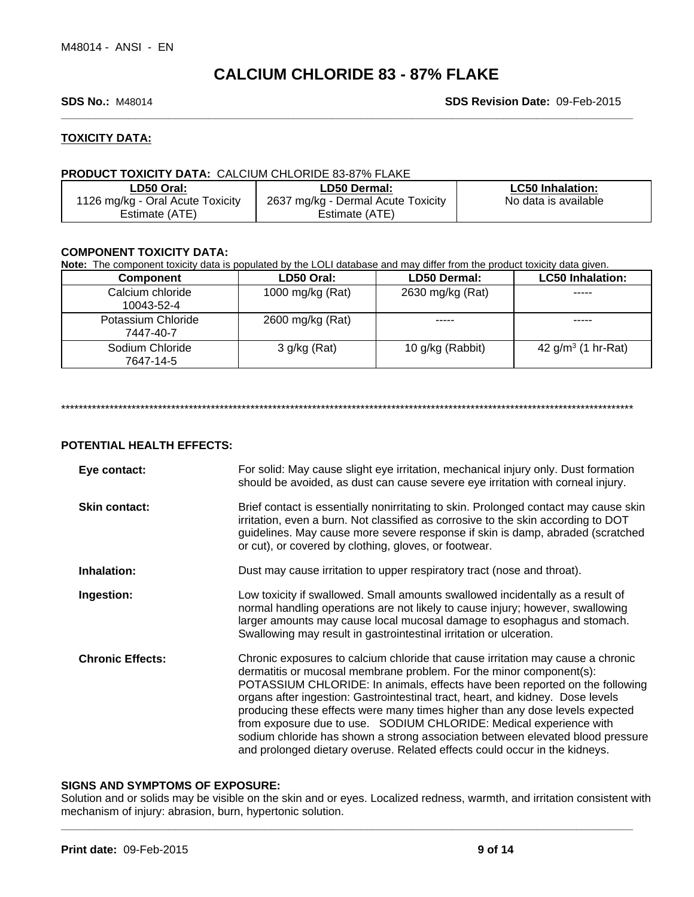# CALCIUM CHLORIDE 83 - 87% FLAKE

**SDS No.:** M48014 **SDS Revision Date:** 09-Feb-2015

## TOXICITY DATA:

**PRODUCT TOXICITY DATA:** CALCIUM CHLORIDE 83-87% FLAKE

| LD50 Oral: | LD50 Dermal: | LC50 Inhalation: |
|---|---|---|
| 1126 mg/kg - Oral Acute Toxicity Estimate (ATE) | 2637 mg/kg - Dermal Acute Toxicity Estimate (ATE) | No data is available |

**COMPONENT TOXICITY DATA:**

**Note:** The component toxicity data is populated by the LOLI database and may differ from the product toxicity data given.

| Component | LD50 Oral: | LD50 Dermal: | LC50 Inhalation: |
|---|---|---|---|
| Calcium chloride 10043-52-4 | 1000 mg/kg (Rat) | 2630 mg/kg (Rat) | ----- |
| Potassium Chloride 7447-40-7 | 2600 mg/kg (Rat) | ----- | ----- |
| Sodium Chloride 7647-14-5 | 3 g/kg (Rat) | 10 g/kg (Rabbit) | 42 g/m$^3$ (1 hr-Rat) |

****************************************************************************************************

**POTENTIAL HEALTH EFFECTS:**

**Eye contact:** For solid: May cause slight eye irritation, mechanical injury only. Dust formation should be avoided, as dust can cause severe eye irritation with corneal injury.

**Skin contact:** Brief contact is essentially nonirritating to skin. Prolonged contact may cause skin irritation, even a burn. Not classified as corrosive to the skin according to DOT guidelines. May cause more severe response if skin is damp, abraded (scratched or cut), or covered by clothing, gloves, or footwear.

**Inhalation:** Dust may cause irritation to upper respiratory tract (nose and throat).

**Ingestion:** Low toxicity if swallowed. Small amounts swallowed incidentally as a result of normal handling operations are not likely to cause injury; however, swallowing larger amounts may cause local mucosal damage to esophagus and stomach. Swallowing may result in gastrointestinal irritation or ulceration.

**Chronic Effects:** Chronic exposures to calcium chloride that cause irritation may cause a chronic dermatitis or mucosal membrane problem. For the minor component(s): POTASSIUM CHLORIDE: In animals, effects have been reported on the following organs after ingestion: Gastrointestinal tract, heart, and kidney. Dose levels producing these effects were many times higher than any dose levels expected from exposure due to use. SODIUM CHLORIDE: Medical experience with sodium chloride has shown a strong association between elevated blood pressure and prolonged dietary overuse. Related effects could occur in the kidneys.

**SIGNS AND SYMPTOMS OF EXPOSURE:**

Solution and or solids may be visible on the skin and or eyes. Localized redness, warmth, and irritation consistent with mechanism of injury: abrasion, burn, hypertonic solution.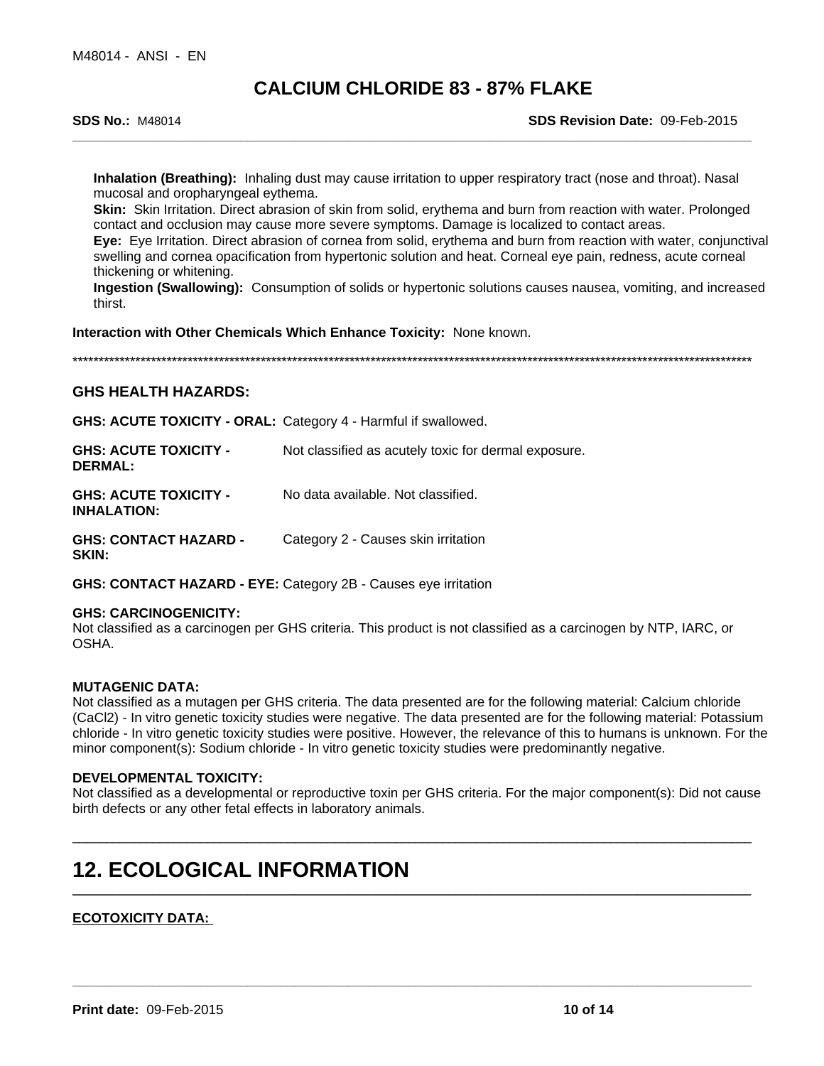**Inhalation (Breathing):** Inhaling dust may cause irritation to upper respiratory tract (nose and throat). Nasal mucosal and oropharyngeal eythema.

**Skin:** Skin Irritation. Direct abrasion of skin from solid, erythema and burn from reaction with water. Prolonged contact and occlusion may cause more severe symptoms. Damage is localized to contact areas.

**Eye:** Eye Irritation. Direct abrasion of cornea from solid, erythema and burn from reaction with water, conjunctival swelling and cornea opacification from hypertonic solution and heat. Corneal eye pain, redness, acute corneal thickening or whitening.

**Ingestion (Swallowing):** Consumption of solids or hypertonic solutions causes nausea, vomiting, and increased thirst.

**Interaction with Other Chemicals Which Enhance Toxicity:** None known.

*******************************************************************************************************************************

### GHS HEALTH HAZARDS:

| | |
|---|---|
| **GHS: ACUTE TOXICITY - ORAL:** | Category 4 - Harmful if swallowed. |
| **GHS: ACUTE TOXICITY - DERMAL:** | Not classified as acutely toxic for dermal exposure. |
| **GHS: ACUTE TOXICITY - INHALATION:** | No data available. Not classified. |
| **GHS: CONTACT HAZARD - SKIN:** | Category 2 - Causes skin irritation |
| **GHS: CONTACT HAZARD - EYE:** | Category 2B - Causes eye irritation |

**GHS: CARCINOGENICITY:**
Not classified as a carcinogen per GHS criteria. This product is not classified as a carcinogen by NTP, IARC, or OSHA.

**MUTAGENIC DATA:**
Not classified as a mutagen per GHS criteria. The data presented are for the following material: Calcium chloride ($CaCl_2$) - In vitro genetic toxicity studies were negative. The data presented are for the following material: Potassium chloride - In vitro genetic toxicity studies were positive. However, the relevance of this to humans is unknown. For the minor component(s): Sodium chloride - In vitro genetic toxicity studies were predominantly negative.

**DEVELOPMENTAL TOXICITY:**
Not classified as a developmental or reproductive toxin per GHS criteria. For the major component(s): Did not cause birth defects or any other fetal effects in laboratory animals.

# 12. ECOLOGICAL INFORMATION

**ECOTOXICITY DATA:**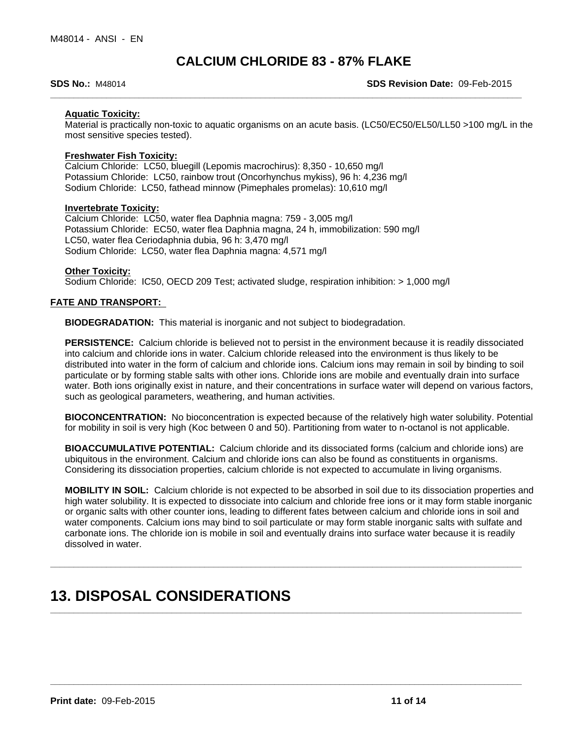**Aquatic Toxicity:**

Material is practically non-toxic to aquatic organisms on an acute basis. (LC50/EC50/EL50/LL50 >100 mg/L in the most sensitive species tested).

**Freshwater Fish Toxicity:**

Calcium Chloride: LC50, bluegill (Lepomis macrochirus): 8,350 - 10,650 mg/l
Potassium Chloride: LC50, rainbow trout (Oncorhynchus mykiss), 96 h: 4,236 mg/l
Sodium Chloride: LC50, fathead minnow (Pimephales promelas): 10,610 mg/l

**Invertebrate Toxicity:**

Calcium Chloride: LC50, water flea Daphnia magna: 759 - 3,005 mg/l
Potassium Chloride: EC50, water flea Daphnia magna, 24 h, immobilization: 590 mg/l
LC50, water flea Ceriodaphnia dubia, 96 h: 3,470 mg/l
Sodium Chloride: LC50, water flea Daphnia magna: 4,571 mg/l

**Other Toxicity:**

Sodium Chloride: IC50, OECD 209 Test; activated sludge, respiration inhibition: > 1,000 mg/l

**FATE AND TRANSPORT:**

**BIODEGRADATION:** This material is inorganic and not subject to biodegradation.

**PERSISTENCE:** Calcium chloride is believed not to persist in the environment because it is readily dissociated into calcium and chloride ions in water. Calcium chloride released into the environment is thus likely to be distributed into water in the form of calcium and chloride ions. Calcium ions may remain in soil by binding to soil particulate or by forming stable salts with other ions. Chloride ions are mobile and eventually drain into surface water. Both ions originally exist in nature, and their concentrations in surface water will depend on various factors, such as geological parameters, weathering, and human activities.

**BIOCONCENTRATION:** No bioconcentration is expected because of the relatively high water solubility. Potential for mobility in soil is very high (Koc between 0 and 50). Partitioning from water to n-octanol is not applicable.

**BIOACCUMULATIVE POTENTIAL:** Calcium chloride and its dissociated forms (calcium and chloride ions) are ubiquitous in the environment. Calcium and chloride ions can also be found as constituents in organisms. Considering its dissociation properties, calcium chloride is not expected to accumulate in living organisms.

**MOBILITY IN SOIL:** Calcium chloride is not expected to be absorbed in soil due to its dissociation properties and high water solubility. It is expected to dissociate into calcium and chloride free ions or it may form stable inorganic or organic salts with other counter ions, leading to different fates between calcium and chloride ions in soil and water components. Calcium ions may bind to soil particulate or may form stable inorganic salts with sulfate and carbonate ions. The chloride ion is mobile in soil and eventually drains into surface water because it is readily dissolved in water.

# 13. DISPOSAL CONSIDERATIONS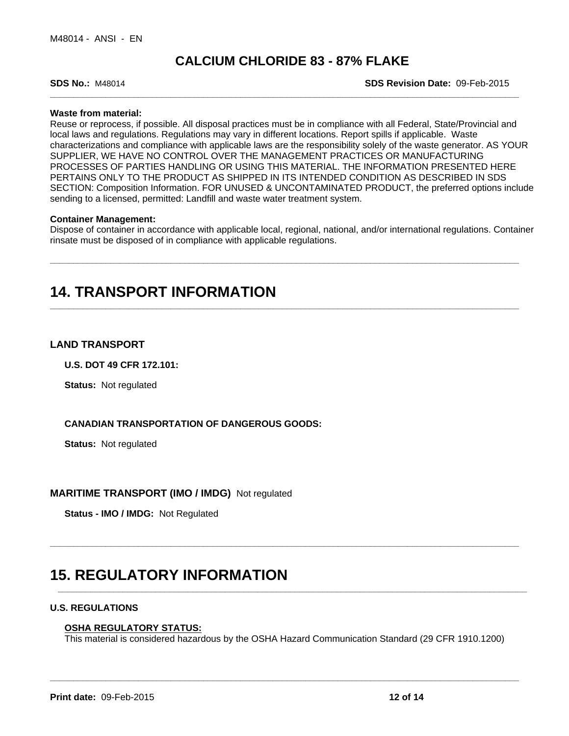**Waste from material:**
Reuse or reprocess, if possible. All disposal practices must be in compliance with all Federal, State/Provincial and local laws and regulations. Regulations may vary in different locations. Report spills if applicable. Waste characterizations and compliance with applicable laws are the responsibility solely of the waste generator. AS YOUR SUPPLIER, WE HAVE NO CONTROL OVER THE MANAGEMENT PRACTICES OR MANUFACTURING PROCESSES OF PARTIES HANDLING OR USING THIS MATERIAL. THE INFORMATION PRESENTED HERE PERTAINS ONLY TO THE PRODUCT AS SHIPPED IN ITS INTENDED CONDITION AS DESCRIBED IN SDS SECTION: Composition Information. FOR UNUSED & UNCONTAMINATED PRODUCT, the preferred options include sending to a licensed, permitted: Landfill and waste water treatment system.

**Container Management:**
Dispose of container in accordance with applicable local, regional, national, and/or international regulations. Container rinsate must be disposed of in compliance with applicable regulations.

# 14. TRANSPORT INFORMATION

### LAND TRANSPORT

**U.S. DOT 49 CFR 172.101:**

**Status:** Not regulated

**CANADIAN TRANSPORTATION OF DANGEROUS GOODS:**

**Status:** Not regulated

### MARITIME TRANSPORT (IMO / IMDG) Not regulated

**Status - IMO / IMDG:** Not Regulated

# 15. REGULATORY INFORMATION

### U.S. REGULATIONS

**OSHA REGULATORY STATUS:**
This material is considered hazardous by the OSHA Hazard Communication Standard (29 CFR 1910.1200)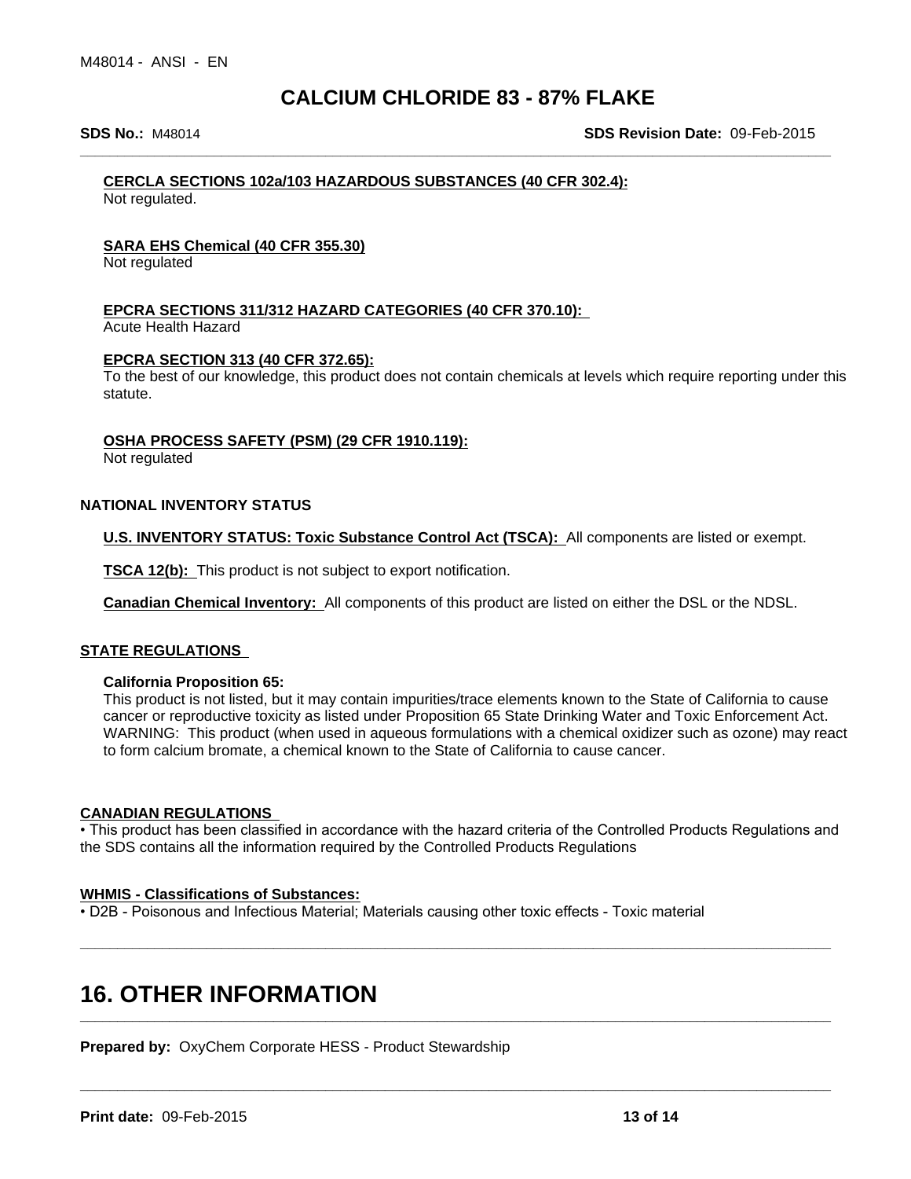**CERCLA SECTIONS 102a/103 HAZARDOUS SUBSTANCES (40 CFR 302.4):**
Not regulated.

**SARA EHS Chemical (40 CFR 355.30)**
Not regulated

**EPCRA SECTIONS 311/312 HAZARD CATEGORIES (40 CFR 370.10):**
Acute Health Hazard

**EPCRA SECTION 313 (40 CFR 372.65):**
To the best of our knowledge, this product does not contain chemicals at levels which require reporting under this statute.

**OSHA PROCESS SAFETY (PSM) (29 CFR 1910.119):**
Not regulated

**NATIONAL INVENTORY STATUS**

**U.S. INVENTORY STATUS: Toxic Substance Control Act (TSCA):** All components are listed or exempt.

**TSCA 12(b):** This product is not subject to export notification.

**Canadian Chemical Inventory:** All components of this product are listed on either the DSL or the NDSL.

**STATE REGULATIONS**

**California Proposition 65:**
This product is not listed, but it may contain impurities/trace elements known to the State of California to cause cancer or reproductive toxicity as listed under Proposition 65 State Drinking Water and Toxic Enforcement Act. WARNING: This product (when used in aqueous formulations with a chemical oxidizer such as ozone) may react to form calcium bromate, a chemical known to the State of California to cause cancer.

**CANADIAN REGULATIONS**
• This product has been classified in accordance with the hazard criteria of the Controlled Products Regulations and the SDS contains all the information required by the Controlled Products Regulations

**WHMIS - Classifications of Substances:**
• D2B - Poisonous and Infectious Material; Materials causing other toxic effects - Toxic material

# 16. OTHER INFORMATION

**Prepared by:** OxyChem Corporate HESS - Product Stewardship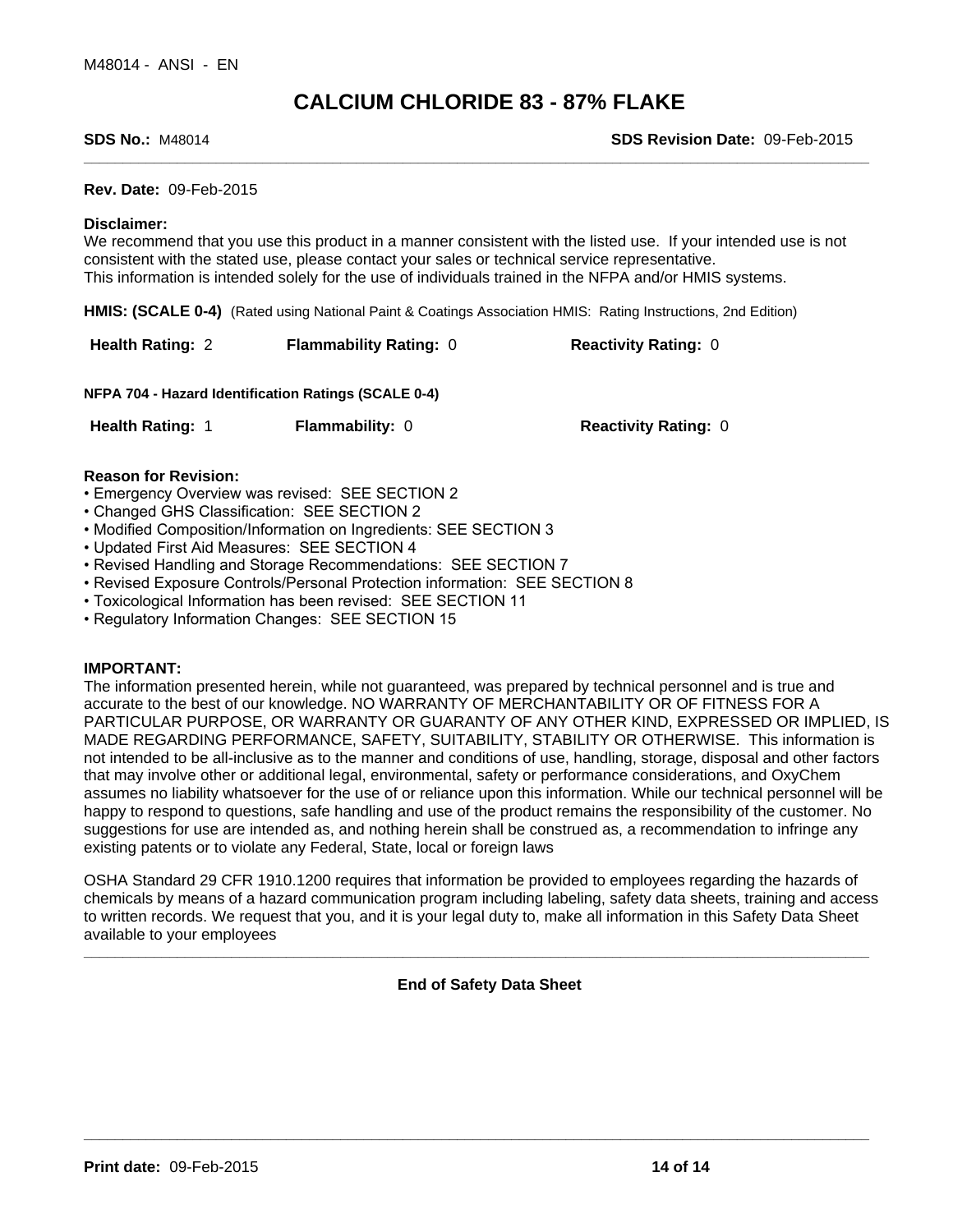# CALCIUM CHLORIDE 83 - 87% FLAKE

**SDS No.:** M48014 **SDS Revision Date:** 09-Feb-2015

---

**Rev. Date:** 09-Feb-2015

**Disclaimer:**
We recommend that you use this product in a manner consistent with the listed use. If your intended use is not consistent with the stated use, please contact your sales or technical service representative.
This information is intended solely for the use of individuals trained in the NFPA and/or HMIS systems.

**HMIS: (SCALE 0-4)** (Rated using National Paint & Coatings Association HMIS: Rating Instructions, 2nd Edition)

**Health Rating:** 2 **Flammability Rating:** 0 **Reactivity Rating:** 0

**NFPA 704 - Hazard Identification Ratings (SCALE 0-4)**

**Health Rating:** 1 **Flammability:** 0 **Reactivity Rating:** 0

**Reason for Revision:**
- Emergency Overview was revised: SEE SECTION 2
- Changed GHS Classification: SEE SECTION 2
- Modified Composition/Information on Ingredients: SEE SECTION 3
- Updated First Aid Measures: SEE SECTION 4
- Revised Handling and Storage Recommendations: SEE SECTION 7
- Revised Exposure Controls/Personal Protection information: SEE SECTION 8
- Toxicological Information has been revised: SEE SECTION 11
- Regulatory Information Changes: SEE SECTION 15

**IMPORTANT:**
The information presented herein, while not guaranteed, was prepared by technical personnel and is true and accurate to the best of our knowledge. NO WARRANTY OF MERCHANTABILITY OR OF FITNESS FOR A PARTICULAR PURPOSE, OR WARRANTY OR GUARANTY OF ANY OTHER KIND, EXPRESSED OR IMPLIED, IS MADE REGARDING PERFORMANCE, SAFETY, SUITABILITY, STABILITY OR OTHERWISE. This information is not intended to be all-inclusive as to the manner and conditions of use, handling, storage, disposal and other factors that may involve other or additional legal, environmental, safety or performance considerations, and OxyChem assumes no liability whatsoever for the use of or reliance upon this information. While our technical personnel will be happy to respond to questions, safe handling and use of the product remains the responsibility of the customer. No suggestions for use are intended as, and nothing herein shall be construed as, a recommendation to infringe any existing patents or to violate any Federal, State, local or foreign laws

OSHA Standard 29 CFR 1910.1200 requires that information be provided to employees regarding the hazards of chemicals by means of a hazard communication program including labeling, safety data sheets, training and access to written records. We request that you, and it is your legal duty to, make all information in this Safety Data Sheet available to your employees

---

**End of Safety Data Sheet**

---

**Print date:** 09-Feb-2015